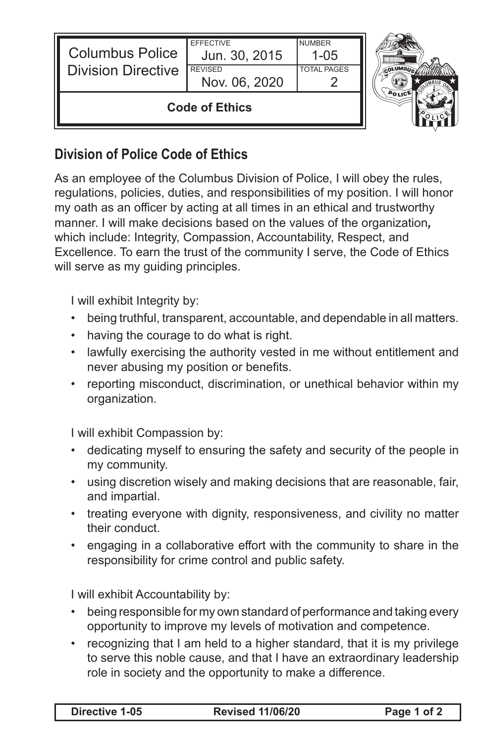| Columbus Police Division Directive | EFFECTIVE Jun. 30, 2015 | NUMBER 1-05 |
| --- | --- | --- |
| | REVISED Nov. 06, 2020 | TOTAL PAGES 2 |
| **Code of Ethics** | | |

## Division of Police Code of Ethics

As an employee of the Columbus Division of Police, I will obey the rules, regulations, policies, duties, and responsibilities of my position. I will honor my oath as an officer by acting at all times in an ethical and trustworthy manner. I will make decisions based on the values of the organization*,* which include: Integrity, Compassion, Accountability, Respect, and Excellence. To earn the trust of the community I serve, the Code of Ethics will serve as my guiding principles.

I will exhibit Integrity by:

- being truthful, transparent, accountable, and dependable in all matters.
- having the courage to do what is right.
- lawfully exercising the authority vested in me without entitlement and never abusing my position or benefits.
- reporting misconduct, discrimination, or unethical behavior within my organization.

I will exhibit Compassion by:

- dedicating myself to ensuring the safety and security of the people in my community.
- using discretion wisely and making decisions that are reasonable, fair, and impartial.
- treating everyone with dignity, responsiveness, and civility no matter their conduct.
- engaging in a collaborative effort with the community to share in the responsibility for crime control and public safety.

I will exhibit Accountability by:

- being responsible for my own standard of performance and taking every opportunity to improve my levels of motivation and competence.
- recognizing that I am held to a higher standard, that it is my privilege to serve this noble cause, and that I have an extraordinary leadership role in society and the opportunity to make a difference.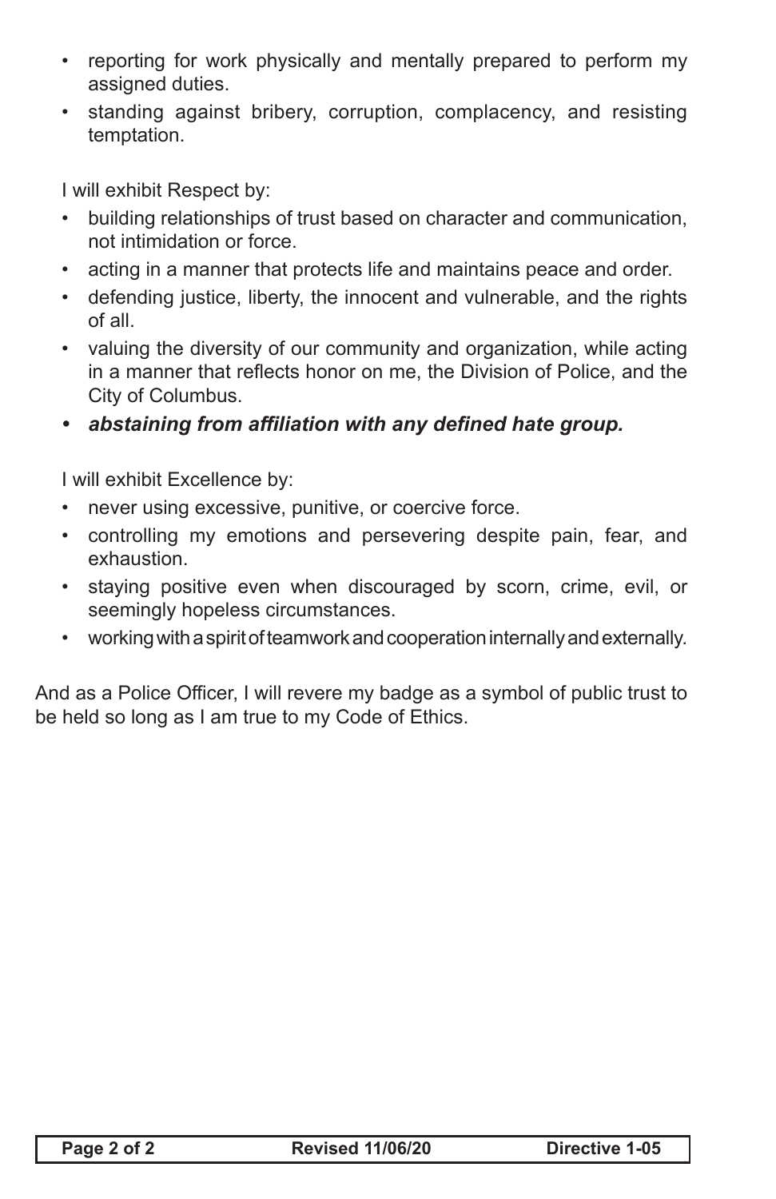- reporting for work physically and mentally prepared to perform my assigned duties.
- standing against bribery, corruption, complacency, and resisting temptation.

I will exhibit Respect by:

- building relationships of trust based on character and communication, not intimidation or force.
- acting in a manner that protects life and maintains peace and order.
- defending justice, liberty, the innocent and vulnerable, and the rights of all.
- valuing the diversity of our community and organization, while acting in a manner that reflects honor on me, the Division of Police, and the City of Columbus.
- ***abstaining from affiliation with any defined hate group.***

I will exhibit Excellence by:

- never using excessive, punitive, or coercive force.
- controlling my emotions and persevering despite pain, fear, and exhaustion.
- staying positive even when discouraged by scorn, crime, evil, or seemingly hopeless circumstances.
- working with a spirit of teamwork and cooperation internally and externally.

And as a Police Officer, I will revere my badge as a symbol of public trust to be held so long as I am true to my Code of Ethics.